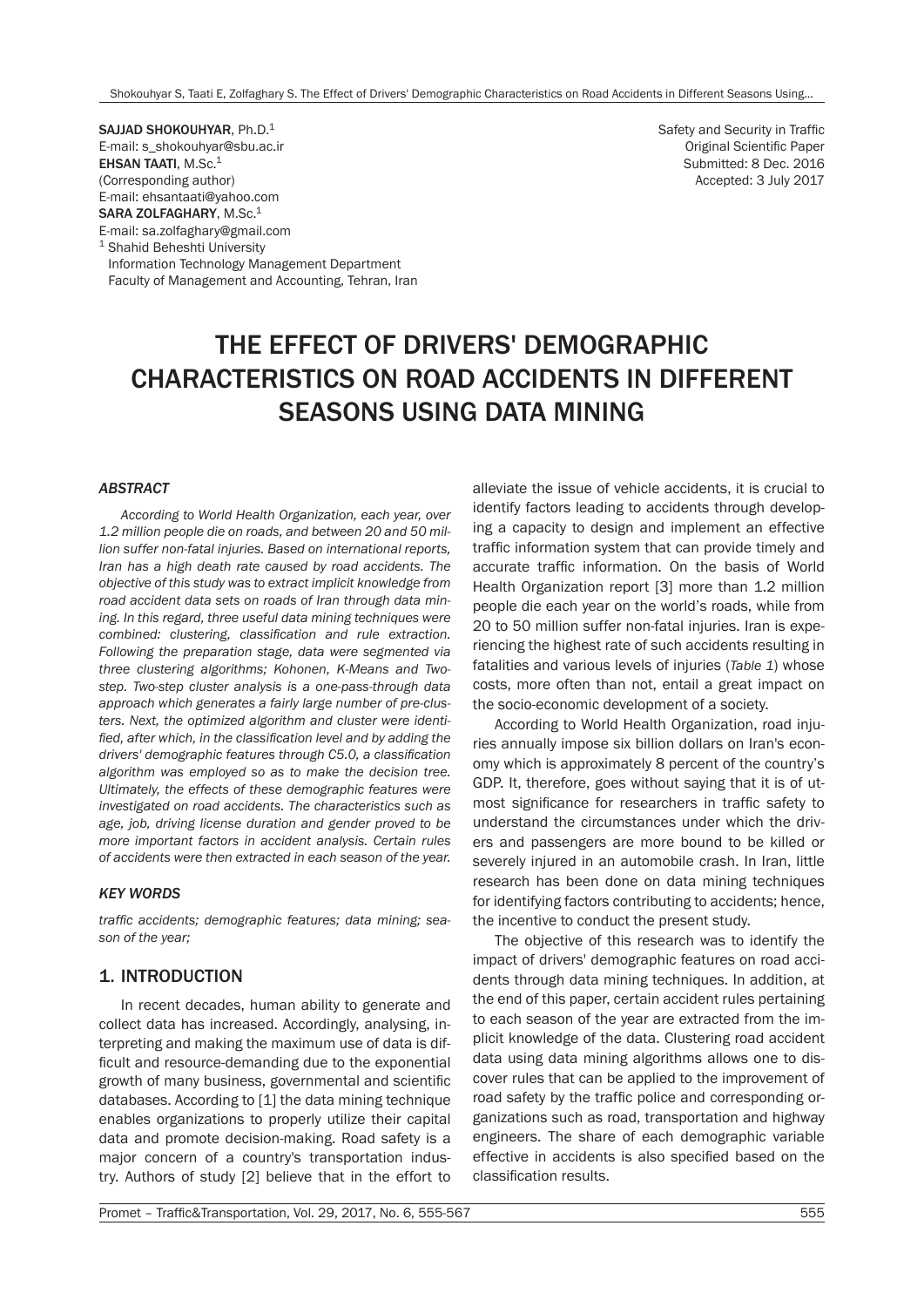SAJJAD SHOKOUHYAR, Ph.D.[1]
E-mail: s_shokouhyar@sbu.ac.ir
EHSAN TAATI, M.Sc.[1]
(Corresponding author)
E-mail: ehsantaati@yahoo.com
SARA ZOLFAGHARY, M.Sc.[1]
E-mail: sa.zolfaghary@gmail.com
[1] Shahid Beheshti University
Information Technology Management Department
Faculty of Management and Accounting, Tehran, Iran

Safety and Security in Traffic
Original Scientific Paper
Submitted: 8 Dec. 2016
Accepted: 3 July 2017

# THE EFFECT OF DRIVERS' DEMOGRAPHIC CHARACTERISTICS ON ROAD ACCIDENTS IN DIFFERENT SEASONS USING DATA MINING

### *ABSTRACT*

*According to World Health Organization, each year, over 1.2 million people die on roads, and between 20 and 50 million suffer non-fatal injuries. Based on international reports, Iran has a high death rate caused by road accidents. The objective of this study was to extract implicit knowledge from road accident data sets on roads of Iran through data mining. In this regard, three useful data mining techniques were combined: clustering, classification and rule extraction. Following the preparation stage, data were segmented via three clustering algorithms; Kohonen, K-Means and Two-step. Two-step cluster analysis is a one-pass-through data approach which generates a fairly large number of pre-clusters. Next, the optimized algorithm and cluster were identified, after which, in the classification level and by adding the drivers' demographic features through C5.0, a classification algorithm was employed so as to make the decision tree. Ultimately, the effects of these demographic features were investigated on road accidents. The characteristics such as age, job, driving license duration and gender proved to be more important factors in accident analysis. Certain rules of accidents were then extracted in each season of the year.*

### *KEY WORDS*

*traffic accidents; demographic features; data mining; season of the year;*

## 1. INTRODUCTION

In recent decades, human ability to generate and collect data has increased. Accordingly, analysing, interpreting and making the maximum use of data is difficult and resource-demanding due to the exponential growth of many business, governmental and scientific databases. According to [1] the data mining technique enables organizations to properly utilize their capital data and promote decision-making. Road safety is a major concern of a country's transportation industry. Authors of study [2] believe that in the effort to alleviate the issue of vehicle accidents, it is crucial to identify factors leading to accidents through developing a capacity to design and implement an effective traffic information system that can provide timely and accurate traffic information. On the basis of World Health Organization report [3] more than 1.2 million people die each year on the world's roads, while from 20 to 50 million suffer non-fatal injuries. Iran is experiencing the highest rate of such accidents resulting in fatalities and various levels of injuries (*Table 1*) whose costs, more often than not, entail a great impact on the socio-economic development of a society.

According to World Health Organization, road injuries annually impose six billion dollars on Iran's economy which is approximately 8 percent of the country's GDP. It, therefore, goes without saying that it is of utmost significance for researchers in traffic safety to understand the circumstances under which the drivers and passengers are more bound to be killed or severely injured in an automobile crash. In Iran, little research has been done on data mining techniques for identifying factors contributing to accidents; hence, the incentive to conduct the present study.

The objective of this research was to identify the impact of drivers' demographic features on road accidents through data mining techniques. In addition, at the end of this paper, certain accident rules pertaining to each season of the year are extracted from the implicit knowledge of the data. Clustering road accident data using data mining algorithms allows one to discover rules that can be applied to the improvement of road safety by the traffic police and corresponding organizations such as road, transportation and highway engineers. The share of each demographic variable effective in accidents is also specified based on the classification results.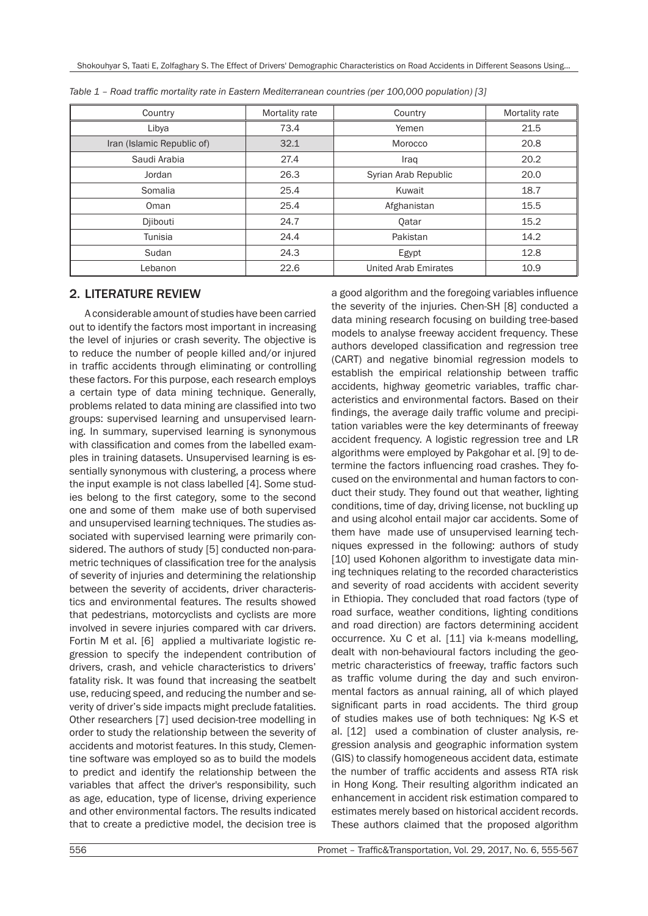*Table 1 – Road traffic mortality rate in Eastern Mediterranean countries (per 100,000 population) [3]*

| Country | Mortality rate | Country | Mortality rate |
|---|---|---|---|
| Libya | 73.4 | Yemen | 21.5 |
| Iran (Islamic Republic of) | 32.1 | Morocco | 20.8 |
| Saudi Arabia | 27.4 | Iraq | 20.2 |
| Jordan | 26.3 | Syrian Arab Republic | 20.0 |
| Somalia | 25.4 | Kuwait | 18.7 |
| Oman | 25.4 | Afghanistan | 15.5 |
| Djibouti | 24.7 | Qatar | 15.2 |
| Tunisia | 24.4 | Pakistan | 14.2 |
| Sudan | 24.3 | Egypt | 12.8 |
| Lebanon | 22.6 | United Arab Emirates | 10.9 |

## 2. LITERATURE REVIEW

A considerable amount of studies have been carried out to identify the factors most important in increasing the level of injuries or crash severity. The objective is to reduce the number of people killed and/or injured in traffic accidents through eliminating or controlling these factors. For this purpose, each research employs a certain type of data mining technique. Generally, problems related to data mining are classified into two groups: supervised learning and unsupervised learning. In summary, supervised learning is synonymous with classification and comes from the labelled examples in training datasets. Unsupervised learning is essentially synonymous with clustering, a process where the input example is not class labelled [4]. Some studies belong to the first category, some to the second one and some of them make use of both supervised and unsupervised learning techniques. The studies associated with supervised learning were primarily considered. The authors of study [5] conducted non-parametric techniques of classification tree for the analysis of severity of injuries and determining the relationship between the severity of accidents, driver characteristics and environmental features. The results showed that pedestrians, motorcyclists and cyclists are more involved in severe injuries compared with car drivers. Fortin M et al. [6] applied a multivariate logistic regression to specify the independent contribution of drivers, crash, and vehicle characteristics to drivers' fatality risk. It was found that increasing the seatbelt use, reducing speed, and reducing the number and severity of driver's side impacts might preclude fatalities. Other researchers [7] used decision-tree modelling in order to study the relationship between the severity of accidents and motorist features. In this study, Clementine software was employed so as to build the models to predict and identify the relationship between the variables that affect the driver's responsibility, such as age, education, type of license, driving experience and other environmental factors. The results indicated that to create a predictive model, the decision tree is a good algorithm and the foregoing variables influence the severity of the injuries. Chen-SH [8] conducted a data mining research focusing on building tree-based models to analyse freeway accident frequency. These authors developed classification and regression tree (CART) and negative binomial regression models to establish the empirical relationship between traffic accidents, highway geometric variables, traffic characteristics and environmental factors. Based on their findings, the average daily traffic volume and precipitation variables were the key determinants of freeway accident frequency. A logistic regression tree and LR algorithms were employed by Pakgohar et al. [9] to determine the factors influencing road crashes. They focused on the environmental and human factors to conduct their study. They found out that weather, lighting conditions, time of day, driving license, not buckling up and using alcohol entail major car accidents. Some of them have made use of unsupervised learning techniques expressed in the following: authors of study [10] used Kohonen algorithm to investigate data mining techniques relating to the recorded characteristics and severity of road accidents with accident severity in Ethiopia. They concluded that road factors (type of road surface, weather conditions, lighting conditions and road direction) are factors determining accident occurrence. Xu C et al. [11] via k-means modelling, dealt with non-behavioural factors including the geometric characteristics of freeway, traffic factors such as traffic volume during the day and such environmental factors as annual raining, all of which played significant parts in road accidents. The third group of studies makes use of both techniques: Ng K-S et al. [12] used a combination of cluster analysis, regression analysis and geographic information system (GIS) to classify homogeneous accident data, estimate the number of traffic accidents and assess RTA risk in Hong Kong. Their resulting algorithm indicated an enhancement in accident risk estimation compared to estimates merely based on historical accident records. These authors claimed that the proposed algorithm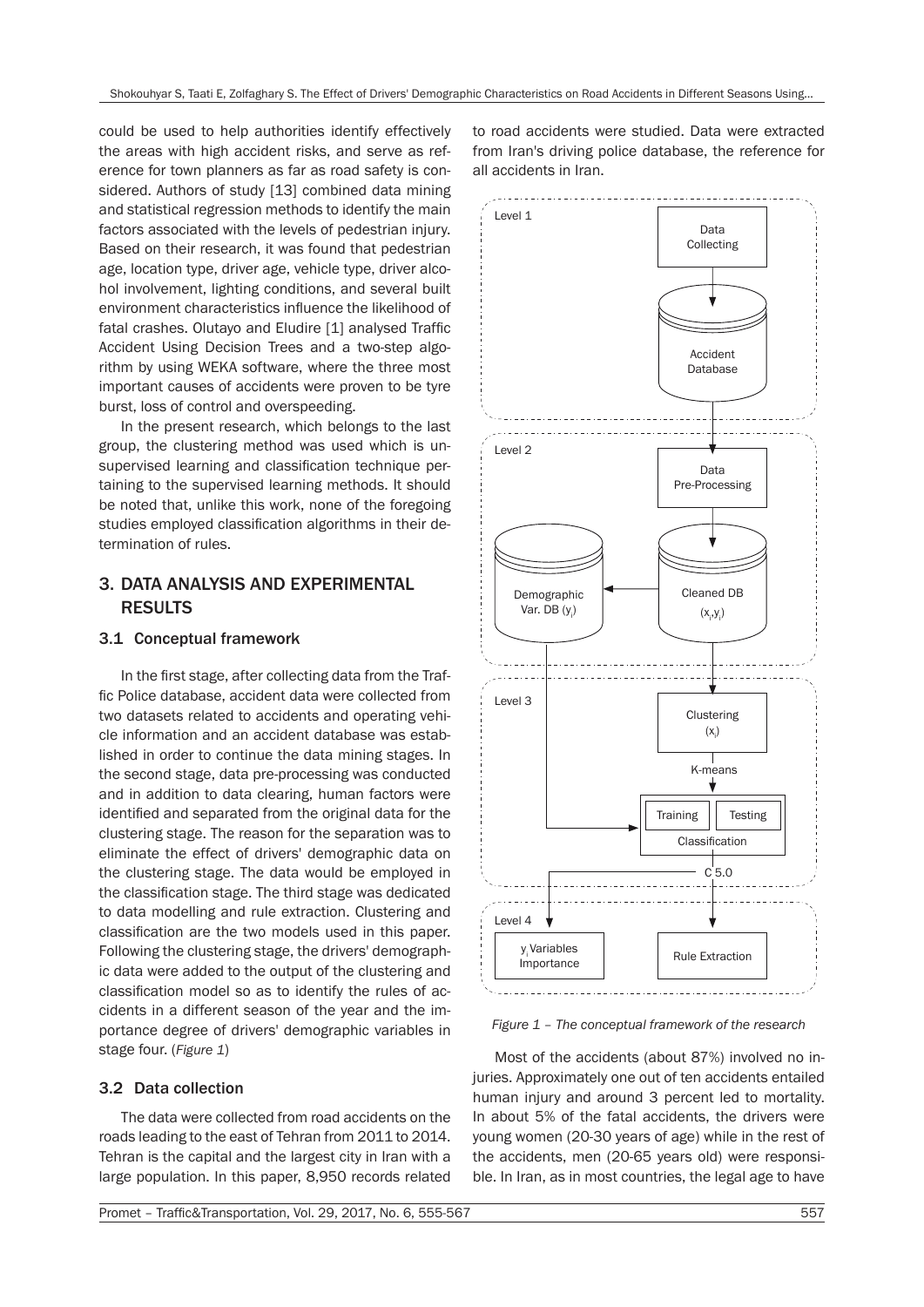could be used to help authorities identify effectively the areas with high accident risks, and serve as reference for town planners as far as road safety is considered. Authors of study [13] combined data mining and statistical regression methods to identify the main factors associated with the levels of pedestrian injury. Based on their research, it was found that pedestrian age, location type, driver age, vehicle type, driver alcohol involvement, lighting conditions, and several built environment characteristics influence the likelihood of fatal crashes. Olutayo and Eludire [1] analysed Traffic Accident Using Decision Trees and a two-step algorithm by using WEKA software, where the three most important causes of accidents were proven to be tyre burst, loss of control and overspeeding.

In the present research, which belongs to the last group, the clustering method was used which is unsupervised learning and classification technique pertaining to the supervised learning methods. It should be noted that, unlike this work, none of the foregoing studies employed classification algorithms in their determination of rules.

## 3. DATA ANALYSIS AND EXPERIMENTAL RESULTS

### 3.1 Conceptual framework

In the first stage, after collecting data from the Traffic Police database, accident data were collected from two datasets related to accidents and operating vehicle information and an accident database was established in order to continue the data mining stages. In the second stage, data pre-processing was conducted and in addition to data clearing, human factors were identified and separated from the original data for the clustering stage. The reason for the separation was to eliminate the effect of drivers' demographic data on the clustering stage. The data would be employed in the classification stage. The third stage was dedicated to data modelling and rule extraction. Clustering and classification are the two models used in this paper. Following the clustering stage, the drivers' demographic data were added to the output of the clustering and classification model so as to identify the rules of accidents in a different season of the year and the importance degree of drivers' demographic variables in stage four. (*Figure 1*)

### 3.2 Data collection

The data were collected from road accidents on the roads leading to the east of Tehran from 2011 to 2014. Tehran is the capital and the largest city in Iran with a large population. In this paper, 8,950 records related to road accidents were studied. Data were extracted from Iran's driving police database, the reference for all accidents in Iran.

Level 1

Data Collecting

Accident Database

Level 2

Data Pre-Processing

Demographic Var. DB ($y_i$)

Cleaned DB ($x_i$,$y_i$)

Level 3

Clustering ($x_i$)

K-means

Training

Testing

Classification

C 5.0

Level 4

$y_i$ Variables Importance

Rule Extraction

*Figure 1 – The conceptual framework of the research*

Most of the accidents (about 87%) involved no injuries. Approximately one out of ten accidents entailed human injury and around 3 percent led to mortality. In about 5% of the fatal accidents, the drivers were young women (20-30 years of age) while in the rest of the accidents, men (20-65 years old) were responsible. In Iran, as in most countries, the legal age to have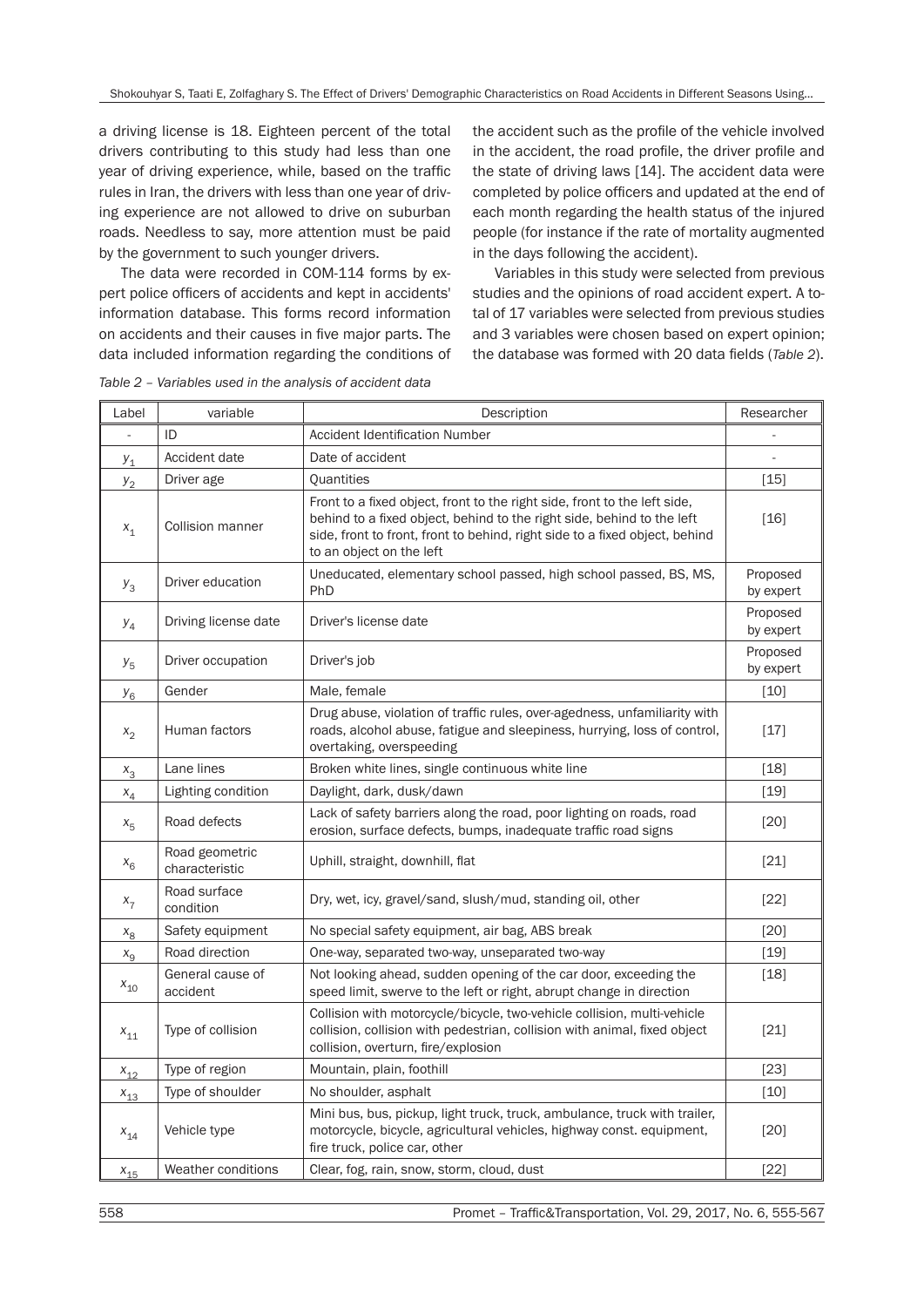a driving license is 18. Eighteen percent of the total drivers contributing to this study had less than one year of driving experience, while, based on the traffic rules in Iran, the drivers with less than one year of driving experience are not allowed to drive on suburban roads. Needless to say, more attention must be paid by the government to such younger drivers.

The data were recorded in COM-114 forms by expert police officers of accidents and kept in accidents' information database. This forms record information on accidents and their causes in five major parts. The data included information regarding the conditions of the accident such as the profile of the vehicle involved in the accident, the road profile, the driver profile and the state of driving laws [14]. The accident data were completed by police officers and updated at the end of each month regarding the health status of the injured people (for instance if the rate of mortality augmented in the days following the accident).

Variables in this study were selected from previous studies and the opinions of road accident expert. A total of 17 variables were selected from previous studies and 3 variables were chosen based on expert opinion; the database was formed with 20 data fields (*Table 2*).

*Table 2 – Variables used in the analysis of accident data*

| Label | variable | Description | Researcher |
|---|---|---|---|
| - | ID | Accident Identification Number | - |
| $y_1$ | Accident date | Date of accident | - |
| $y_2$ | Driver age | Quantities | [15] |
| $x_1$ | Collision manner | Front to a fixed object, front to the right side, front to the left side, behind to a fixed object, behind to the right side, behind to the left side, front to front, front to behind, right side to a fixed object, behind to an object on the left | [16] |
| $y_3$ | Driver education | Uneducated, elementary school passed, high school passed, BS, MS, PhD | Proposed by expert |
| $y_4$ | Driving license date | Driver's license date | Proposed by expert |
| $y_5$ | Driver occupation | Driver's job | Proposed by expert |
| $y_6$ | Gender | Male, female | [10] |
| $x_2$ | Human factors | Drug abuse, violation of traffic rules, over-agedness, unfamiliarity with roads, alcohol abuse, fatigue and sleepiness, hurrying, loss of control, overtaking, overspeeding | [17] |
| $x_3$ | Lane lines | Broken white lines, single continuous white line | [18] |
| $x_4$ | Lighting condition | Daylight, dark, dusk/dawn | [19] |
| $x_5$ | Road defects | Lack of safety barriers along the road, poor lighting on roads, road erosion, surface defects, bumps, inadequate traffic road signs | [20] |
| $x_6$ | Road geometric characteristic | Uphill, straight, downhill, flat | [21] |
| $x_7$ | Road surface condition | Dry, wet, icy, gravel/sand, slush/mud, standing oil, other | [22] |
| $x_8$ | Safety equipment | No special safety equipment, air bag, ABS break | [20] |
| $x_9$ | Road direction | One-way, separated two-way, unseparated two-way | [19] |
| $x_{10}$ | General cause of accident | Not looking ahead, sudden opening of the car door, exceeding the speed limit, swerve to the left or right, abrupt change in direction | [18] |
| $x_{11}$ | Type of collision | Collision with motorcycle/bicycle, two-vehicle collision, multi-vehicle collision, collision with pedestrian, collision with animal, fixed object collision, overturn, fire/explosion | [21] |
| $x_{12}$ | Type of region | Mountain, plain, foothill | [23] |
| $x_{13}$ | Type of shoulder | No shoulder, asphalt | [10] |
| $x_{14}$ | Vehicle type | Mini bus, bus, pickup, light truck, truck, ambulance, truck with trailer, motorcycle, bicycle, agricultural vehicles, highway const. equipment, fire truck, police car, other | [20] |
| $x_{15}$ | Weather conditions | Clear, fog, rain, snow, storm, cloud, dust | [22] |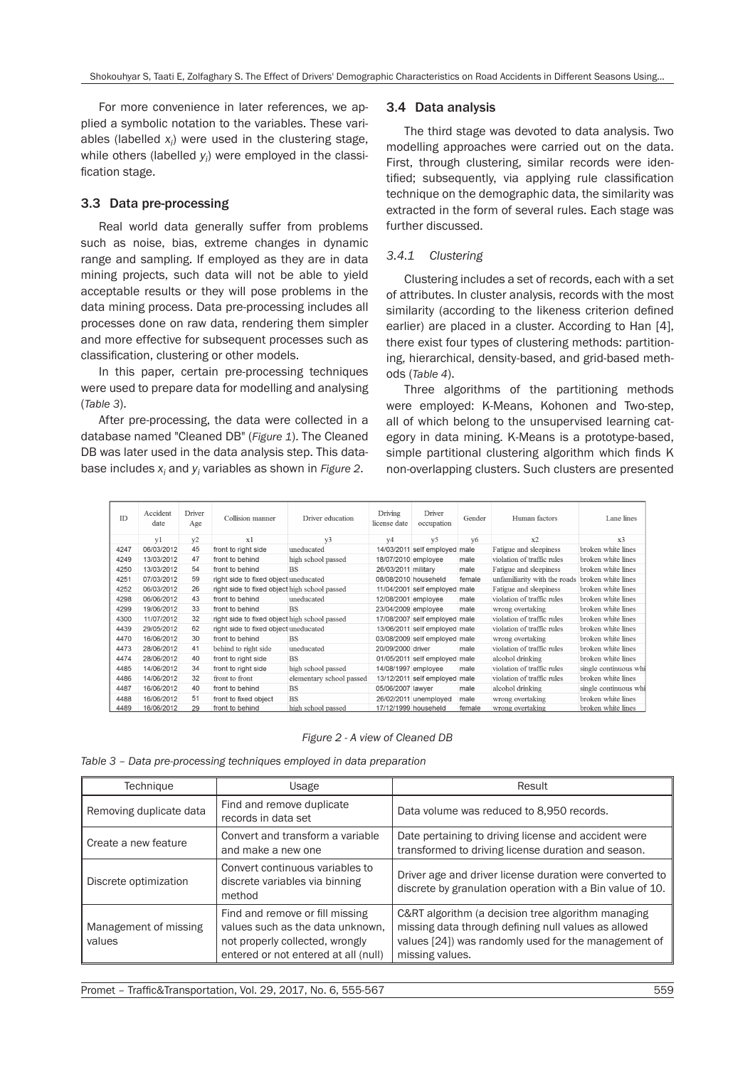For more convenience in later references, we applied a symbolic notation to the variables. These variables (labelled $x_i$) were used in the clustering stage, while others (labelled $y_i$) were employed in the classification stage.

### 3.3 Data pre-processing

Real world data generally suffer from problems such as noise, bias, extreme changes in dynamic range and sampling. If employed as they are in data mining projects, such data will not be able to yield acceptable results or they will pose problems in the data mining process. Data pre-processing includes all processes done on raw data, rendering them simpler and more effective for subsequent processes such as classification, clustering or other models.

In this paper, certain pre-processing techniques were used to prepare data for modelling and analysing (*Table 3*).

After pre-processing, the data were collected in a database named "Cleaned DB" (*Figure 1*). The Cleaned DB was later used in the data analysis step. This database includes $x_i$ and $y_i$ variables as shown in *Figure 2*.

### 3.4 Data analysis

The third stage was devoted to data analysis. Two modelling approaches were carried out on the data. First, through clustering, similar records were identified; subsequently, via applying rule classification technique on the demographic data, the similarity was extracted in the form of several rules. Each stage was further discussed.

#### *3.4.1 Clustering*

Clustering includes a set of records, each with a set of attributes. In cluster analysis, records with the most similarity (according to the likeness criterion defined earlier) are placed in a cluster. According to Han [4], there exist four types of clustering methods: partitioning, hierarchical, density-based, and grid-based methods (*Table 4*).

Three algorithms of the partitioning methods were employed: K-Means, Kohonen and Two-step, all of which belong to the unsupervised learning category in data mining. K-Means is a prototype-based, simple partitional clustering algorithm which finds K non-overlapping clusters. Such clusters are presented

| ID | Accident date | Driver Age | Collision manner | Driver education | Driving license date | Driver occupation | Gender | Human factors | Lane lines |
|---|---|---|---|---|---|---|---|---|---|
| | y1 | y2 | x1 | y3 | y4 | y5 | y6 | x2 | x3 |
| 4247 | 06/03/2012 | 45 | front to right side | uneducated | 14/03/2011 | self employed | male | Fatigue and sleepiness | broken white lines |
| 4249 | 13/03/2012 | 47 | front to behind | high school passed | 18/07/2010 | employee | male | violation of traffic rules | broken white lines |
| 4250 | 13/03/2012 | 54 | front to behind | BS | 26/03/2011 | military | male | Fatigue and sleepiness | broken white lines |
| 4251 | 07/03/2012 | 59 | right side to fixed object | uneducated | 08/08/2010 | householder | female | unfamiliarity with the roads | broken white lines |
| 4252 | 06/03/2012 | 26 | right side to fixed object | high school passed | 11/04/2001 | self employed | male | Fatigue and sleepiness | broken white lines |
| 4298 | 06/06/2012 | 43 | front to behind | uneducated | 12/08/2001 | employee | male | violation of traffic rules | broken white lines |
| 4299 | 19/06/2012 | 33 | front to behind | BS | 23/04/2009 | employee | male | wrong overtaking | broken white lines |
| 4300 | 11/07/2012 | 32 | right side to fixed object | high school passed | 17/08/2007 | self employed | male | violation of traffic rules | broken white lines |
| 4439 | 29/05/2012 | 62 | right side to fixed object | uneducated | 13/06/2011 | self employed | male | violation of traffic rules | broken white lines |
| 4470 | 16/06/2012 | 30 | front to behind | BS | 03/08/2009 | self employed | male | wrong overtaking | broken white lines |
| 4473 | 28/06/2012 | 41 | behind to right side | uneducated | 20/09/2000 | driver | male | violation of traffic rules | broken white lines |
| 4474 | 28/06/2012 | 40 | front to right side | BS | 01/05/2011 | self employed | male | alcohol drinking | broken white lines |
| 4485 | 14/06/2012 | 34 | front to right side | high school passed | 14/08/1997 | employee | male | violation of traffic rules | single continuous whi |
| 4486 | 14/06/2012 | 32 | front to front | elementary school passed | 13/12/2011 | self employed | male | violation of traffic rules | broken white lines |
| 4487 | 16/06/2012 | 40 | front to behind | BS | 05/06/2007 | lawyer | male | alcohol drinking | single continuous whi |
| 4488 | 16/06/2012 | 51 | front to fixed object | BS | 26/02/2011 | unemployed | male | wrong overtaking | broken white lines |
| 4489 | 16/06/2012 | 29 | front to behind | high school passed | 17/12/1999 | householder | female | wrong overtaking | broken white lines |

*Figure 2 - A view of Cleaned DB*

*Table 3 – Data pre-processing techniques employed in data preparation*

| Technique | Usage | Result |
|---|---|---|
| Removing duplicate data | Find and remove duplicate records in data set | Data volume was reduced to 8,950 records. |
| Create a new feature | Convert and transform a variable and make a new one | Date pertaining to driving license and accident were transformed to driving license duration and season. |
| Discrete optimization | Convert continuous variables to discrete variables via binning method | Driver age and driver license duration were converted to discrete by granulation operation with a Bin value of 10. |
| Management of missing values | Find and remove or fill missing values such as the data unknown, not properly collected, wrongly entered or not entered at all (null) | C&RT algorithm (a decision tree algorithm managing missing data through defining null values as allowed values [24]) was randomly used for the management of missing values. |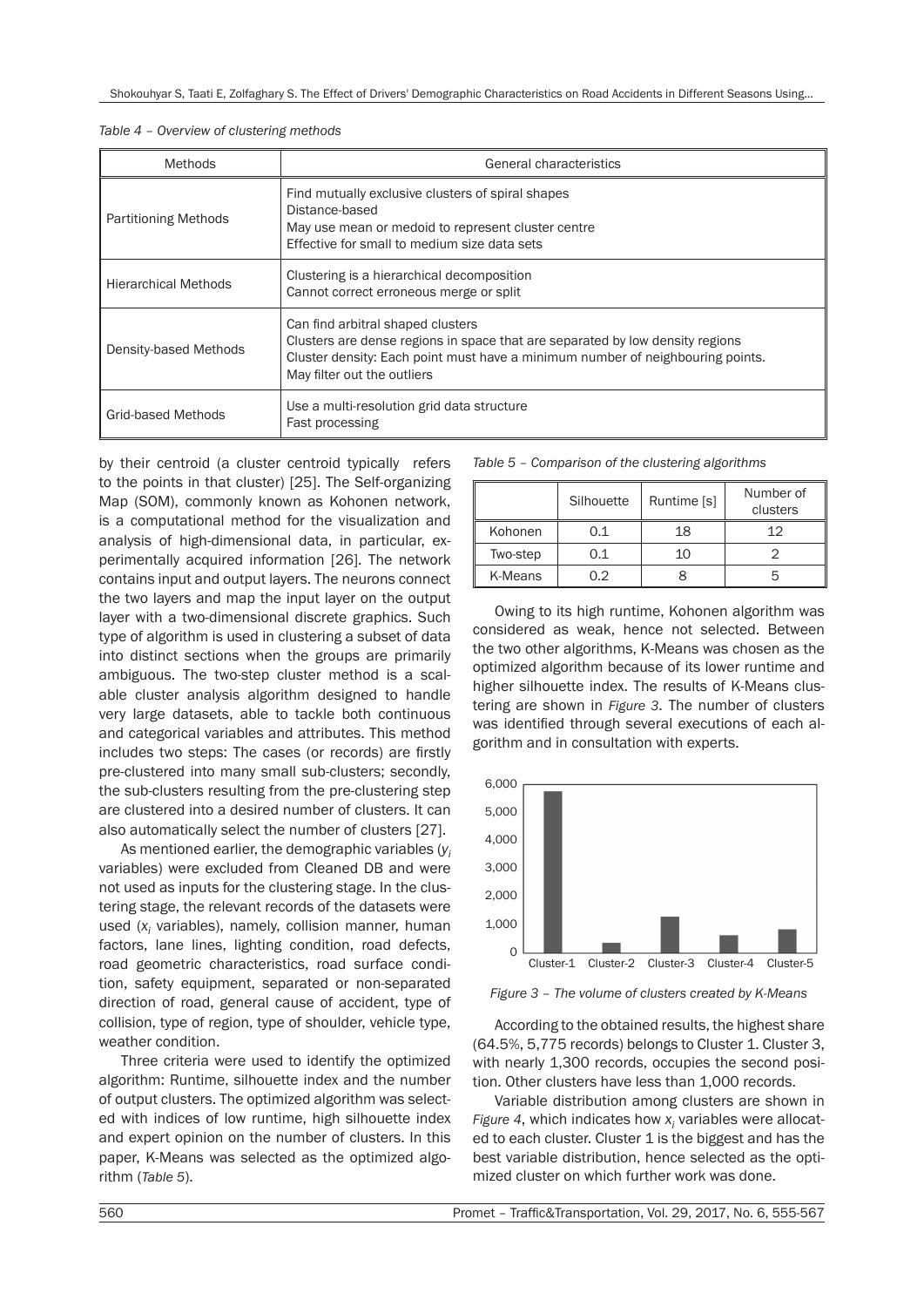*Table 4 – Overview of clustering methods*

| Methods | General characteristics |
|---|---|
| Partitioning Methods | Find mutually exclusive clusters of spiral shapes<br>Distance-based<br>May use mean or medoid to represent cluster centre<br>Effective for small to medium size data sets |
| Hierarchical Methods | Clustering is a hierarchical decomposition<br>Cannot correct erroneous merge or split |
| Density-based Methods | Can find arbitrary shaped clusters<br>Clusters are dense regions in space that are separated by low density regions<br>Cluster density: Each point must have a minimum number of neighbouring points.<br>May filter out the outliers |
| Grid-based Methods | Use a multi-resolution grid data structure<br>Fast processing |

by their centroid (a cluster centroid typically refers to the points in that cluster) [25]. The Self-organizing Map (SOM), commonly known as Kohonen network, is a computational method for the visualization and analysis of high-dimensional data, in particular, experimentally acquired information [26]. The network contains input and output layers. The neurons connect the two layers and map the input layer on the output layer with a two-dimensional discrete graphics. Such type of algorithm is used in clustering a subset of data into distinct sections when the groups are primarily ambiguous. The two-step cluster method is a scalable cluster analysis algorithm designed to handle very large datasets, able to tackle both continuous and categorical variables and attributes. This method includes two steps: The cases (or records) are firstly pre-clustered into many small sub-clusters; secondly, the sub-clusters resulting from the pre-clustering step are clustered into a desired number of clusters. It can also automatically select the number of clusters [27].

As mentioned earlier, the demographic variables ($y_i$ variables) were excluded from Cleaned DB and were not used as inputs for the clustering stage. In the clustering stage, the relevant records of the datasets were used ($x_i$ variables), namely, collision manner, human factors, lane lines, lighting condition, road defects, road geometric characteristics, road surface condition, safety equipment, separated or non-separated direction of road, general cause of accident, type of collision, type of region, type of shoulder, vehicle type, weather condition.

Three criteria were used to identify the optimized algorithm: Runtime, silhouette index and the number of output clusters. The optimized algorithm was selected with indices of low runtime, high silhouette index and expert opinion on the number of clusters. In this paper, K-Means was selected as the optimized algorithm (*Table 5*).

*Table 5 – Comparison of the clustering algorithms*

| | Silhouette | Runtime [s] | Number of clusters |
|---|---|---|---|
| Kohonen | 0.1 | 18 | 12 |
| Two-step | 0.1 | 10 | 2 |
| K-Means | 0.2 | 8 | 5 |

Owing to its high runtime, Kohonen algorithm was considered as weak, hence not selected. Between the two other algorithms, K-Means was chosen as the optimized algorithm because of its lower runtime and higher silhouette index. The results of K-Means clustering are shown in *Figure 3*. The number of clusters was identified through several executions of each algorithm and in consultation with experts.

*Figure 3 – The volume of clusters created by K-Means*

According to the obtained results, the highest share (64.5%, 5,775 records) belongs to Cluster 1. Cluster 3, with nearly 1,300 records, occupies the second position. Other clusters have less than 1,000 records.

Variable distribution among clusters are shown in *Figure 4*, which indicates how $x_i$ variables were allocated to each cluster. Cluster 1 is the biggest and has the best variable distribution, hence selected as the optimized cluster on which further work was done.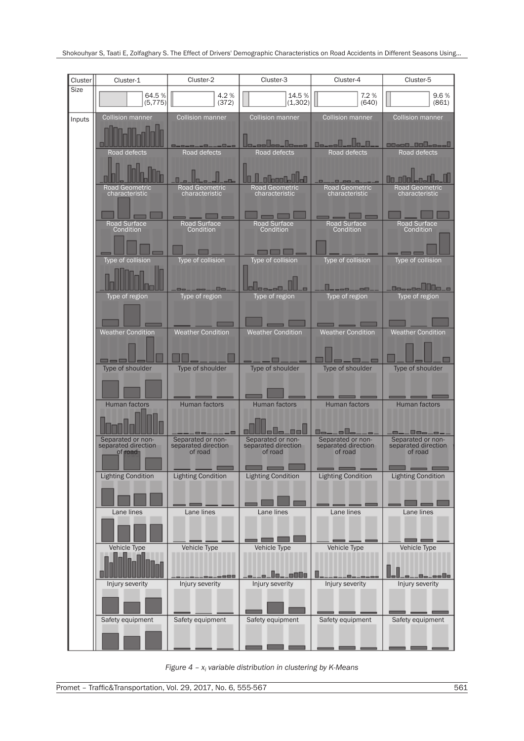| Cluster | Cluster-1 | Cluster-2 | Cluster-3 | Cluster-4 | Cluster-5 |
|---|---|---|---|---|---|
| Size | 64.5 % (5,775) | 4.2 % (372) | 14.5 % (1,302) | 7.2 % (640) | 9.6 % (861) |
| Inputs | Collision manner | Collision manner | Collision manner | Collision manner | Collision manner |
| | Road defects | Road defects | Road defects | Road defects | Road defects |
| | Road Geometric characteristic | Road Geometric characteristic | Road Geometric characteristic | Road Geometric characteristic | Road Geometric characteristic |
| | Road Surface Condition | Road Surface Condition | Road Surface Condition | Road Surface Condition | Road Surface Condition |
| | Type of collision | Type of collision | Type of collision | Type of collision | Type of collision |
| | Type of region | Type of region | Type of region | Type of region | Type of region |
| | Weather Condition | Weather Condition | Weather Condition | Weather Condition | Weather Condition |
| | Type of shoulder | Type of shoulder | Type of shoulder | Type of shoulder | Type of shoulder |
| | Human factors | Human factors | Human factors | Human factors | Human factors |
| | Separated or non-separated direction of road | Separated or non-separated direction of road | Separated or non-separated direction of road | Separated or non-separated direction of road | Separated or non-separated direction of road |
| | Lighting Condition | Lighting Condition | Lighting Condition | Lighting Condition | Lighting Condition |
| | Lane lines | Lane lines | Lane lines | Lane lines | Lane lines |
| | Vehicle Type | Vehicle Type | Vehicle Type | Vehicle Type | Vehicle Type |
| | Injury severity | Injury severity | Injury severity | Injury severity | Injury severity |
| | Safety equipment | Safety equipment | Safety equipment | Safety equipment | Safety equipment |

*Figure 4 – $x_i$ variable distribution in clustering by K-Means*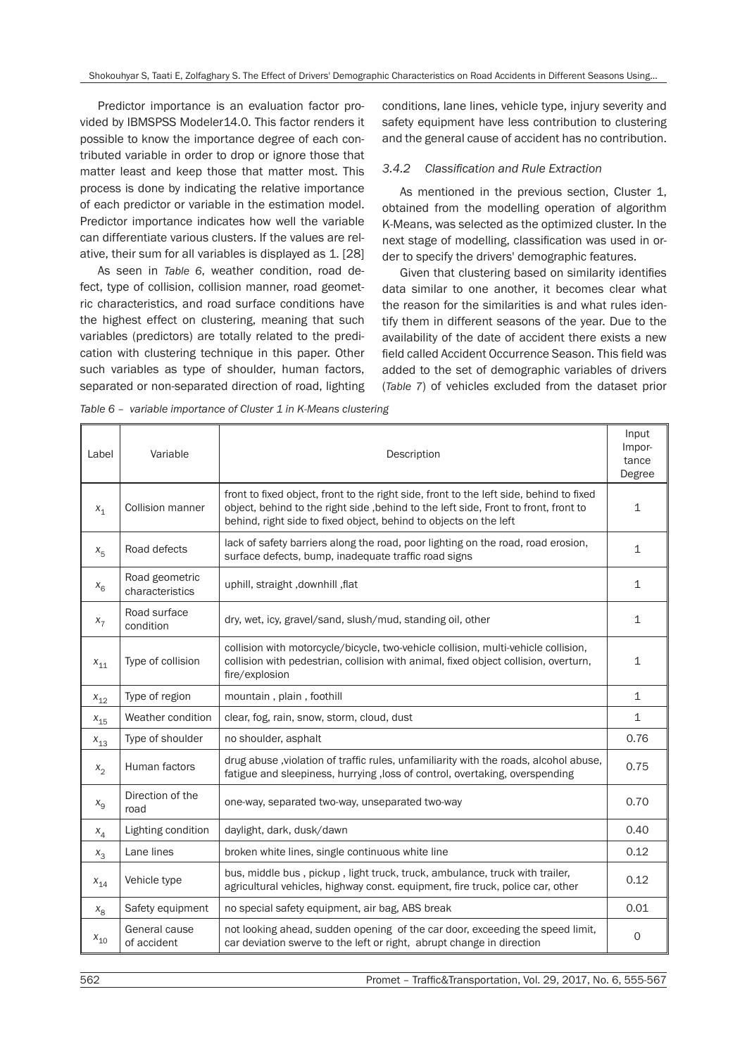Predictor importance is an evaluation factor provided by IBMSPSS Modeler14.0. This factor renders it possible to know the importance degree of each contributed variable in order to drop or ignore those that matter least and keep those that matter most. This process is done by indicating the relative importance of each predictor or variable in the estimation model. Predictor importance indicates how well the variable can differentiate various clusters. If the values are relative, their sum for all variables is displayed as 1. [28]

As seen in *Table 6*, weather condition, road defect, type of collision, collision manner, road geometric characteristics, and road surface conditions have the highest effect on clustering, meaning that such variables (predictors) are totally related to the predication with clustering technique in this paper. Other such variables as type of shoulder, human factors, separated or non-separated direction of road, lighting conditions, lane lines, vehicle type, injury severity and safety equipment have less contribution to clustering and the general cause of accident has no contribution.

### *3.4.2 Classification and Rule Extraction*

As mentioned in the previous section, Cluster 1, obtained from the modelling operation of algorithm K-Means, was selected as the optimized cluster. In the next stage of modelling, classification was used in order to specify the drivers' demographic features.

Given that clustering based on similarity identifies data similar to one another, it becomes clear what the reason for the similarities is and what rules identify them in different seasons of the year. Due to the availability of the date of accident there exists a new field called Accident Occurrence Season. This field was added to the set of demographic variables of drivers (*Table 7*) of vehicles excluded from the dataset prior

*Table 6 – variable importance of Cluster 1 in K-Means clustering*

| Label | Variable | Description | Input Importance Degree |
|---|---|---|---|
| $x_1$ | Collision manner | front to fixed object, front to the right side, front to the left side, behind to fixed object, behind to the right side ,behind to the left side, Front to front, front to behind, right side to fixed object, behind to objects on the left | 1 |
| $x_5$ | Road defects | lack of safety barriers along the road, poor lighting on the road, road erosion, surface defects, bump, inadequate traffic road signs | 1 |
| $x_6$ | Road geometric characteristics | uphill, straight ,downhill ,flat | 1 |
| $x_7$ | Road surface condition | dry, wet, icy, gravel/sand, slush/mud, standing oil, other | 1 |
| $x_{11}$ | Type of collision | collision with motorcycle/bicycle, two-vehicle collision, multi-vehicle collision, collision with pedestrian, collision with animal, fixed object collision, overturn, fire/explosion | 1 |
| $x_{12}$ | Type of region | mountain , plain , foothill | 1 |
| $x_{15}$ | Weather condition | clear, fog, rain, snow, storm, cloud, dust | 1 |
| $x_{13}$ | Type of shoulder | no shoulder, asphalt | 0.76 |
| $x_2$ | Human factors | drug abuse ,violation of traffic rules, unfamiliarity with the roads, alcohol abuse, fatigue and sleepiness, hurrying ,loss of control, overtaking, overspending | 0.75 |
| $x_9$ | Direction of the road | one-way, separated two-way, unseparated two-way | 0.70 |
| $x_4$ | Lighting condition | daylight, dark, dusk/dawn | 0.40 |
| $x_3$ | Lane lines | broken white lines, single continuous white line | 0.12 |
| $x_{14}$ | Vehicle type | bus, middle bus , pickup , light truck, truck, ambulance, truck with trailer, agricultural vehicles, highway const. equipment, fire truck, police car, other | 0.12 |
| $x_8$ | Safety equipment | no special safety equipment, air bag, ABS break | 0.01 |
| $x_{10}$ | General cause of accident | not looking ahead, sudden opening of the car door, exceeding the speed limit, car deviation swerve to the left or right, abrupt change in direction | 0 |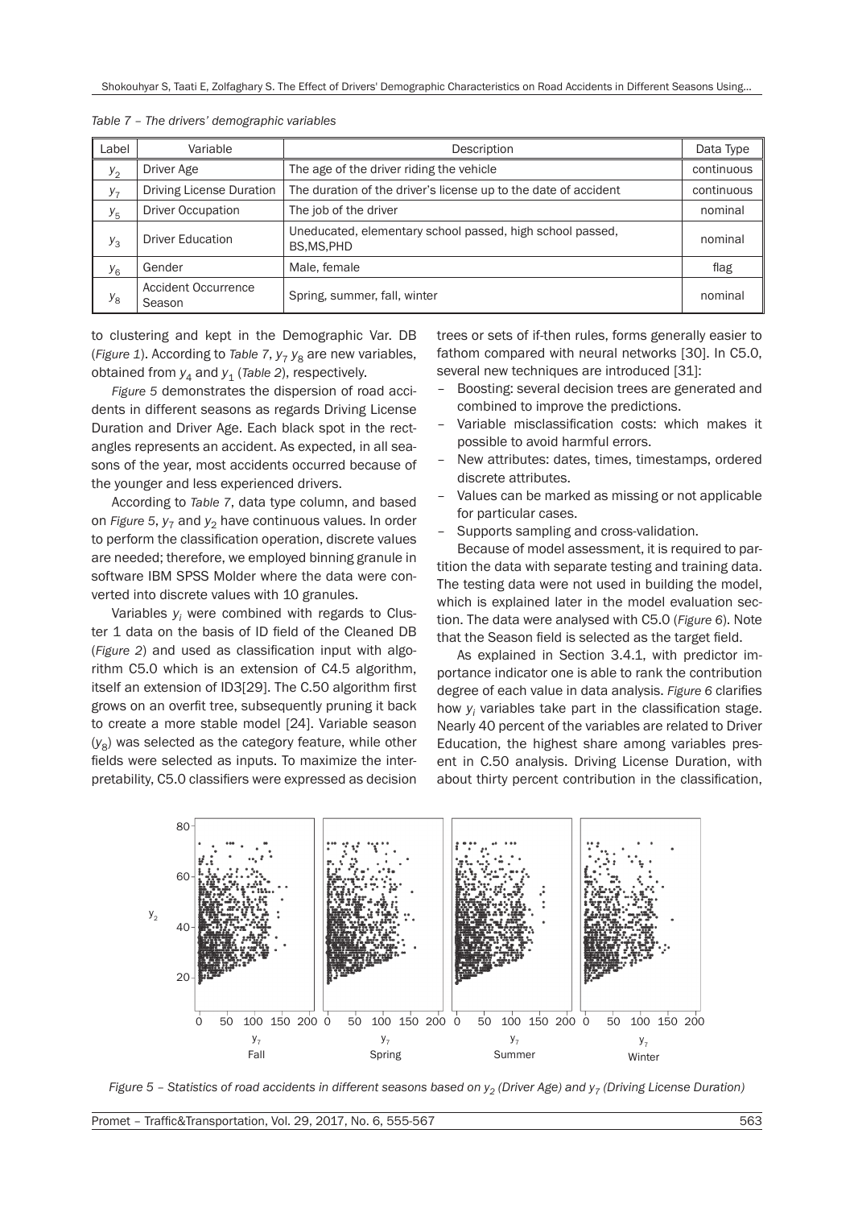*Table 7 – The drivers' demographic variables*

| Label | Variable | Description | Data Type |
|---|---|---|---|
| $y_2$ | Driver Age | The age of the driver riding the vehicle | continuous |
| $y_7$ | Driving License Duration | The duration of the driver's license up to the date of accident | continuous |
| $y_5$ | Driver Occupation | The job of the driver | nominal |
| $y_3$ | Driver Education | Uneducated, elementary school passed, high school passed, BS,MS,PHD | nominal |
| $y_6$ | Gender | Male, female | flag |
| $y_8$ | Accident Occurrence Season | Spring, summer, fall, winter | nominal |

to clustering and kept in the Demographic Var. DB (*Figure 1*). According to *Table 7*, $y_7$ $y_8$ are new variables, obtained from $y_4$ and $y_1$ (*Table 2*), respectively.

*Figure 5* demonstrates the dispersion of road accidents in different seasons as regards Driving License Duration and Driver Age. Each black spot in the rectangles represents an accident. As expected, in all seasons of the year, most accidents occurred because of the younger and less experienced drivers.

According to *Table 7*, data type column, and based on *Figure 5*, $y_7$ and $y_2$ have continuous values. In order to perform the classification operation, discrete values are needed; therefore, we employed binning granule in software IBM SPSS Molder where the data were converted into discrete values with 10 granules.

Variables $y_i$ were combined with regards to Cluster 1 data on the basis of ID field of the Cleaned DB (*Figure 2*) and used as classification input with algorithm C5.0 which is an extension of C4.5 algorithm, itself an extension of ID3[29]. The C.50 algorithm first grows on an overfit tree, subsequently pruning it back to create a more stable model [24]. Variable season ($y_8$) was selected as the category feature, while other fields were selected as inputs. To maximize the interpretability, C5.0 classifiers were expressed as decision trees or sets of if-then rules, forms generally easier to fathom compared with neural networks [30]. In C5.0, several new techniques are introduced [31]:

- Boosting: several decision trees are generated and combined to improve the predictions.
- Variable misclassification costs: which makes it possible to avoid harmful errors.
- New attributes: dates, times, timestamps, ordered discrete attributes.
- Values can be marked as missing or not applicable for particular cases.
- Supports sampling and cross-validation.

Because of model assessment, it is required to partition the data with separate testing and training data. The testing data were not used in building the model, which is explained later in the model evaluation section. The data were analysed with C5.0 (*Figure 6*). Note that the Season field is selected as the target field.

As explained in Section 3.4.1, with predictor importance indicator one is able to rank the contribution degree of each value in data analysis. *Figure 6* clarifies how $y_i$ variables take part in the classification stage. Nearly 40 percent of the variables are related to Driver Education, the highest share among variables present in C.50 analysis. Driving License Duration, with about thirty percent contribution in the classification,

*Figure 5 – Statistics of road accidents in different seasons based on $y_2$ (Driver Age) and $y_7$ (Driving License Duration)*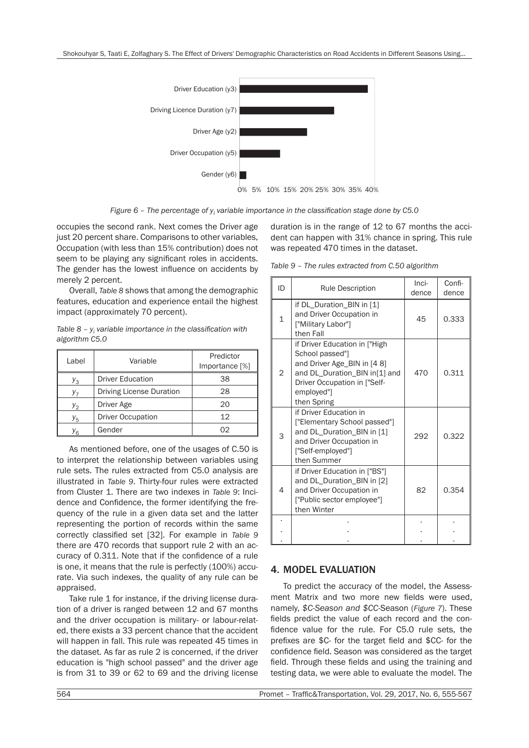Figure 6 – The percentage of $y_i$ variable importance in the classification stage done by C5.0

occupies the second rank. Next comes the Driver age just 20 percent share. Comparisons to other variables, Occupation (with less than 15% contribution) does not seem to be playing any significant roles in accidents. The gender has the lowest influence on accidents by merely 2 percent.

Overall, *Table 8* shows that among the demographic features, education and experience entail the highest impact (approximately 70 percent).

*Table 8 – $y_i$ variable importance in the classification with algorithm C5.0*

| Label | Variable | Predictor Importance [%] |
|---|---|---|
| $y_3$ | Driver Education | 38 |
| $y_7$ | Driving License Duration | 28 |
| $y_2$ | Driver Age | 20 |
| $y_5$ | Driver Occupation | 12 |
| $y_6$ | Gender | 02 |

As mentioned before, one of the usages of C.50 is to interpret the relationship between variables using rule sets. The rules extracted from C5.0 analysis are illustrated in *Table 9*. Thirty-four rules were extracted from Cluster 1. There are two indexes in *Table 9*: Incidence and Confidence, the former identifying the frequency of the rule in a given data set and the latter representing the portion of records within the same correctly classified set [32]. For example in *Table 9* there are 470 records that support rule 2 with an accuracy of 0.311. Note that if the confidence of a rule is one, it means that the rule is perfectly (100%) accurate. Via such indexes, the quality of any rule can be appraised.

Take rule 1 for instance, if the driving license duration of a driver is ranged between 12 and 67 months and the driver occupation is military- or labour-related, there exists a 33 percent chance that the accident will happen in fall. This rule was repeated 45 times in the dataset. As far as rule 2 is concerned, if the driver education is "high school passed" and the driver age is from 31 to 39 or 62 to 69 and the driving license duration is in the range of 12 to 67 months the accident can happen with 31% chance in spring. This rule was repeated 470 times in the dataset.

*Table 9 – The rules extracted from C.50 algorithm*

| ID | Rule Description | Incidence | Confidence |
|---|---|---|---|
| 1 | if DL_Duration_BIN in [1] and Driver Occupation in ["Military Labor"] then Fall | 45 | 0.333 |
| 2 | if Driver Education in ["High School passed"] and Driver Age_BIN in [4 8] and DL_Duration_BIN in[1] and Driver Occupation in ["Self-employed"] then Spring | 470 | 0.311 |
| 3 | if Driver Education in ["Elementary School passed"] and DL_Duration_BIN in [1] and Driver Occupation in ["Self-employed"] then Summer | 292 | 0.322 |
| 4 | if Driver Education in ["BS"] and DL_Duration_BIN in [2] and Driver Occupation in ["Public sector employee"] then Winter | 82 | 0.354 |
| . . . | . . . | . . . | . . . |

## 4. MODEL EVALUATION

To predict the accuracy of the model, the Assessment Matrix and two more new fields were used, namely, *$C-Season and $CC-*Season (*Figure 7*). These fields predict the value of each record and the confidence value for the rule. For C5.0 rule sets, the prefixes are $C- for the target field and $CC- for the confidence field. Season was considered as the target field. Through these fields and using the training and testing data, we were able to evaluate the model. The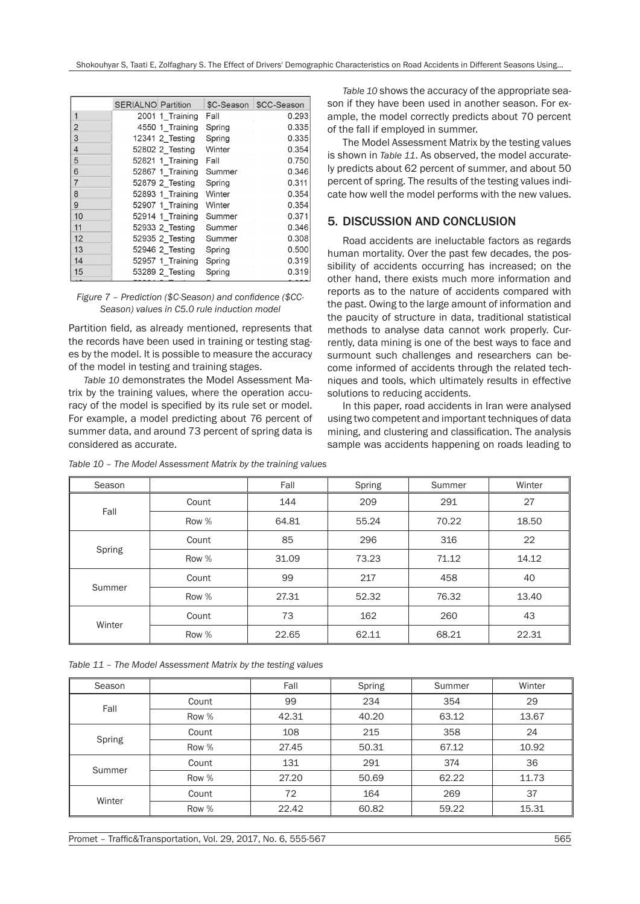|  | SERIALNO | Partition | $C-Season | $CC-Season |
|---|---|---|---|---|
| 1 | 2001 | 1_Training | Fall | 0.293 |
| 2 | 4550 | 1_Training | Spring | 0.335 |
| 3 | 12341 | 2_Testing | Spring | 0.335 |
| 4 | 52802 | 2_Testing | Winter | 0.354 |
| 5 | 52821 | 1_Training | Fall | 0.750 |
| 6 | 52867 | 1_Training | Summer | 0.346 |
| 7 | 52879 | 2_Testing | Spring | 0.311 |
| 8 | 52893 | 1_Training | Winter | 0.354 |
| 9 | 52907 | 1_Training | Winter | 0.354 |
| 10 | 52914 | 1_Training | Summer | 0.371 |
| 11 | 52933 | 2_Testing | Summer | 0.346 |
| 12 | 52935 | 2_Testing | Summer | 0.308 |
| 13 | 52946 | 2_Testing | Spring | 0.500 |
| 14 | 52957 | 1_Training | Spring | 0.319 |
| 15 | 53289 | 2_Testing | Spring | 0.319 |

*Figure 7 – Prediction ($C-Season) and confidence ($CC-Season) values in C5.0 rule induction model*

Partition field, as already mentioned, represents that the records have been used in training or testing stages by the model. It is possible to measure the accuracy of the model in testing and training stages.

*Table 10* demonstrates the Model Assessment Matrix by the training values, where the operation accuracy of the model is specified by its rule set or model. For example, a model predicting about 76 percent of summer data, and around 73 percent of spring data is considered as accurate.

*Table 10* shows the accuracy of the appropriate season if they have been used in another season. For example, the model correctly predicts about 70 percent of the fall if employed in summer.

The Model Assessment Matrix by the testing values is shown in *Table 11*. As observed, the model accurately predicts about 62 percent of summer, and about 50 percent of spring. The results of the testing values indicate how well the model performs with the new values.

## 5. DISCUSSION AND CONCLUSION

Road accidents are ineluctable factors as regards human mortality. Over the past few decades, the possibility of accidents occurring has increased; on the other hand, there exists much more information and reports as to the nature of accidents compared with the past. Owing to the large amount of information and the paucity of structure in data, traditional statistical methods to analyse data cannot work properly. Currently, data mining is one of the best ways to face and surmount such challenges and researchers can become informed of accidents through the related techniques and tools, which ultimately results in effective solutions to reducing accidents.

In this paper, road accidents in Iran were analysed using two competent and important techniques of data mining, and clustering and classification. The analysis sample was accidents happening on roads leading to

*Table 10 – The Model Assessment Matrix by the training values*

| Season |  | Fall | Spring | Summer | Winter |
|---|---|---|---|---|---|
| Fall | Count | 144 | 209 | 291 | 27 |
|  | Row % | 64.81 | 55.24 | 70.22 | 18.50 |
| Spring | Count | 85 | 296 | 316 | 22 |
|  | Row % | 31.09 | 73.23 | 71.12 | 14.12 |
| Summer | Count | 99 | 217 | 458 | 40 |
|  | Row % | 27.31 | 52.32 | 76.32 | 13.40 |
| Winter | Count | 73 | 162 | 260 | 43 |
|  | Row % | 22.65 | 62.11 | 68.21 | 22.31 |

*Table 11 – The Model Assessment Matrix by the testing values*

| Season |  | Fall | Spring | Summer | Winter |
|---|---|---|---|---|---|
| Fall | Count | 99 | 234 | 354 | 29 |
|  | Row % | 42.31 | 40.20 | 63.12 | 13.67 |
| Spring | Count | 108 | 215 | 358 | 24 |
|  | Row % | 27.45 | 50.31 | 67.12 | 10.92 |
| Summer | Count | 131 | 291 | 374 | 36 |
|  | Row % | 27.20 | 50.69 | 62.22 | 11.73 |
| Winter | Count | 72 | 164 | 269 | 37 |
|  | Row % | 22.42 | 60.82 | 59.22 | 15.31 |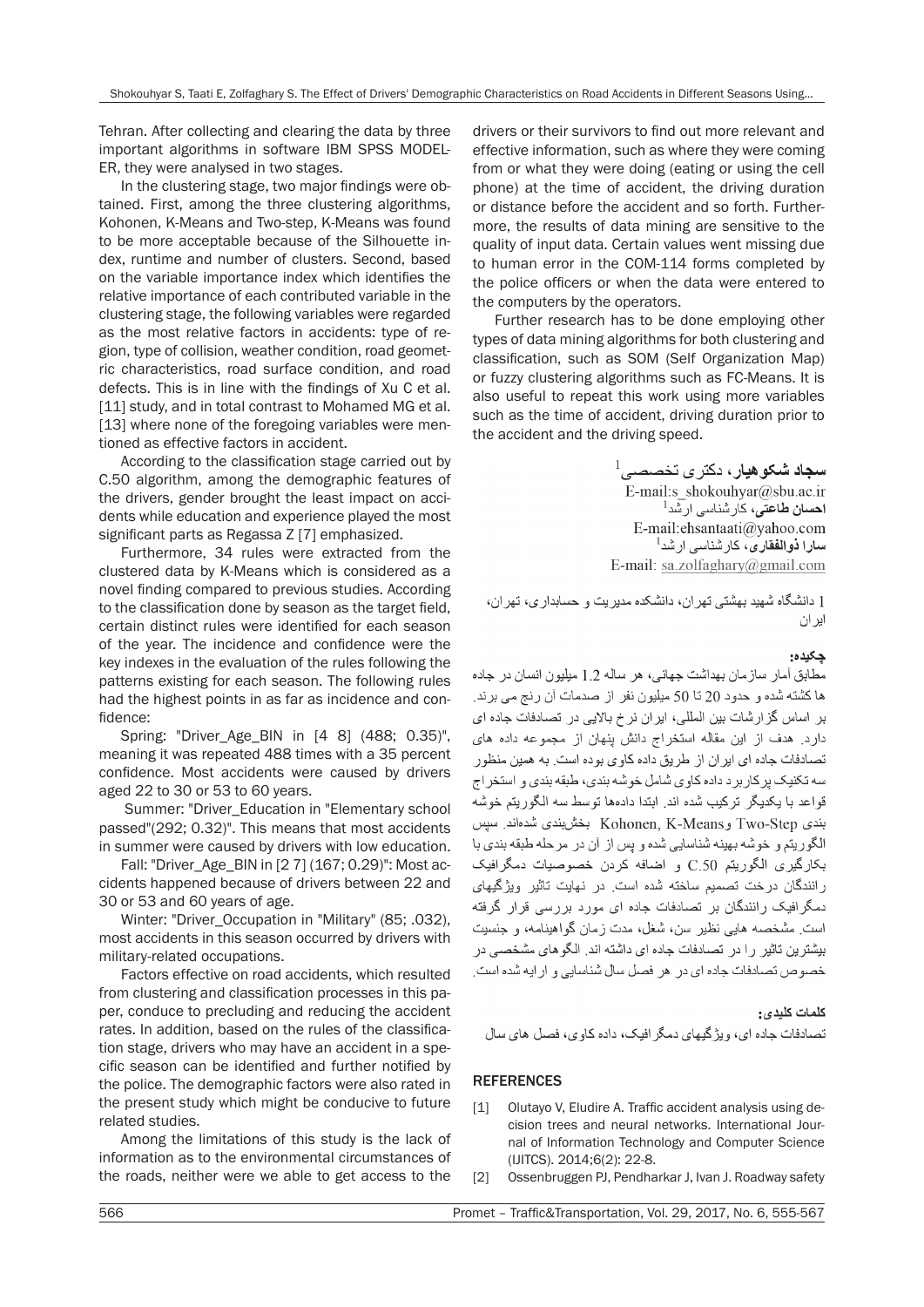Tehran. After collecting and clearing the data by three important algorithms in software IBM SPSS MODELER, they were analysed in two stages.

In the clustering stage, two major findings were obtained. First, among the three clustering algorithms, Kohonen, K-Means and Two-step, K-Means was found to be more acceptable because of the Silhouette index, runtime and number of clusters. Second, based on the variable importance index which identifies the relative importance of each contributed variable in the clustering stage, the following variables were regarded as the most relative factors in accidents: type of region, type of collision, weather condition, road geometric characteristics, road surface condition, and road defects. This is in line with the findings of Xu C et al. [11] study, and in total contrast to Mohamed MG et al. [13] where none of the foregoing variables were mentioned as effective factors in accident.

According to the classification stage carried out by C.50 algorithm, among the demographic features of the drivers, gender brought the least impact on accidents while education and experience played the most significant parts as Regassa Z [7] emphasized.

Furthermore, 34 rules were extracted from the clustered data by K-Means which is considered as a novel finding compared to previous studies. According to the classification done by season as the target field, certain distinct rules were identified for each season of the year. The incidence and confidence were the key indexes in the evaluation of the rules following the patterns existing for each season. The following rules had the highest points in as far as incidence and confidence:

Spring: "Driver_Age_BIN in [4 8] (488; 0.35)", meaning it was repeated 488 times with a 35 percent confidence. Most accidents were caused by drivers aged 22 to 30 or 53 to 60 years.

Summer: "Driver_Education in "Elementary school passed"(292; 0.32)". This means that most accidents in summer were caused by drivers with low education.

Fall: "Driver_Age_BIN in [2 7] (167; 0.29)": Most accidents happened because of drivers between 22 and 30 or 53 and 60 years of age.

Winter: "Driver_Occupation in "Military" (85; .032), most accidents in this season occurred by drivers with military-related occupations.

Factors effective on road accidents, which resulted from clustering and classification processes in this paper, conduce to precluding and reducing the accident rates. In addition, based on the rules of the classification stage, drivers who may have an accident in a specific season can be identified and further notified by the police. The demographic factors were also rated in the present study which might be conducive to future related studies.

Among the limitations of this study is the lack of information as to the environmental circumstances of the roads, neither were we able to get access to the drivers or their survivors to find out more relevant and effective information, such as where they were coming from or what they were doing (eating or using the cell phone) at the time of accident, the driving duration or distance before the accident and so forth. Furthermore, the results of data mining are sensitive to the quality of input data. Certain values went missing due to human error in the COM-114 forms completed by the police officers or when the data were entered to the computers by the operators.

Further research has to be done employing other types of data mining algorithms for both clustering and classification, such as SOM (Self Organization Map) or fuzzy clustering algorithms such as FC-Means. It is also useful to repeat this work using more variables such as the time of accident, driving duration prior to the accident and the driving speed.

**سجاد شکوهیار**، دکتری تخصصی[1]
E-mail:s_shokouhyar@sbu.ac.ir
**احسان طاعتی**، کارشناسی ارشد[1]
E-mail:ehsantaati@yahoo.com
**سارا ذوالفقاری**، کارشناسی ارشد[1]
E-mail: sa.zolfaghary@gmail.com

1 دانشگاه شهید بهشتی تهران، دانشکده مدیریت و حسابداری، تهران، ایران

**چکیده:**

مطابق آمار سازمان بهداشت جهانی، هر ساله 1.2 میلیون انسان در جاده ها کشته شده و حدود 20 تا 50 میلیون نفر از صدمات آن رنج می برند. بر اساس گزارشات بین المللی، ایران نرخ بالایی در تصادفات جاده ای دارد. هدف از این مقاله استخراج دانش پنهان از مجموعه داده های تصادفات جاده ای ایران از طریق داده کاوی بوده است. به همین منظور سه تکنیک پرکاربرد داده کاوی شامل خوشه بندی، طبقه بندی و استخراج قواعد با یکدیگر ترکیب شده اند. ابتدا داده‌ها توسط سه الگوریتم خوشه بندی Kohonen, K-Means وTwo-Step بخش‌بندی شده‌اند. سپس الگوریتم و خوشه بهینه شناسایی شده و پس از آن در مرحله طبقه بندی با بکارگیری الگوریتم C.50 و اضافه کردن خصوصیات دمگرافیک رانندگان درخت تصمیم ساخته شده است. در نهایت تاثیر ویژگیهای دمگرافیک رانندگان بر تصادفات جاده ای مورد بررسی قرار گرفته است. مشخصه هایی نظیر سن، شغل، مدت زمان گواهینامه، و جنسیت بیشترین تاثیر را در تصادفات جاده ای داشته اند. الگوهای مشخصی در خصوص تصادفات جاده ای در هر فصل سال شناسایی و ارایه شده است.

**کلمات کلیدی:**

تصادفات جاده ای، ویژگیهای دمگرافیک، داده کاوی، فصل های سال

## REFERENCES

[1] Olutayo V, Eludire A. Traffic accident analysis using decision trees and neural networks. International Journal of Information Technology and Computer Science (IJITCS). 2014;6(2): 22-8.

[2] Ossenbruggen PJ, Pendharkar J, Ivan J. Roadway safety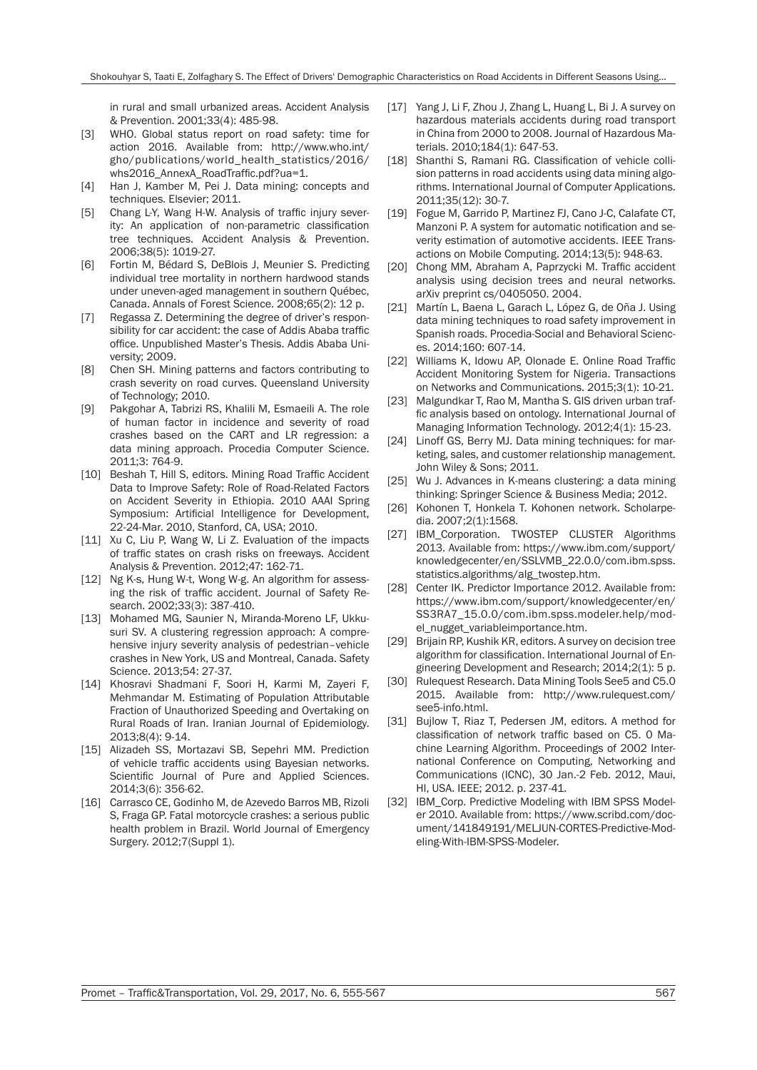in rural and small urbanized areas. Accident Analysis & Prevention. 2001;33(4): 485-98.

[3] WHO. Global status report on road safety: time for action 2016. Available from: http://www.who.int/gho/publications/world_health_statistics/2016/whs2016_AnnexA_RoadTraffic.pdf?ua=1.

[4] Han J, Kamber M, Pei J. Data mining: concepts and techniques. Elsevier; 2011.

[5] Chang L-Y, Wang H-W. Analysis of traffic injury severity: An application of non-parametric classification tree techniques. Accident Analysis & Prevention. 2006;38(5): 1019-27.

[6] Fortin M, Bédard S, DeBlois J, Meunier S. Predicting individual tree mortality in northern hardwood stands under uneven-aged management in southern Québec, Canada. Annals of Forest Science. 2008;65(2): 12 p.

[7] Regassa Z. Determining the degree of driver's responsibility for car accident: the case of Addis Ababa traffic office. Unpublished Master's Thesis. Addis Ababa University; 2009.

[8] Chen SH. Mining patterns and factors contributing to crash severity on road curves. Queensland University of Technology; 2010.

[9] Pakgohar A, Tabrizi RS, Khalili M, Esmaeili A. The role of human factor in incidence and severity of road crashes based on the CART and LR regression: a data mining approach. Procedia Computer Science. 2011;3: 764-9.

[10] Beshah T, Hill S, editors. Mining Road Traffic Accident Data to Improve Safety: Role of Road-Related Factors on Accident Severity in Ethiopia. 2010 AAAI Spring Symposium: Artificial Intelligence for Development, 22-24-Mar. 2010, Stanford, CA, USA; 2010.

[11] Xu C, Liu P, Wang W, Li Z. Evaluation of the impacts of traffic states on crash risks on freeways. Accident Analysis & Prevention. 2012;47: 162-71.

[12] Ng K-s, Hung W-t, Wong W-g. An algorithm for assessing the risk of traffic accident. Journal of Safety Research. 2002;33(3): 387-410.

[13] Mohamed MG, Saunier N, Miranda-Moreno LF, Ukkusuri SV. A clustering regression approach: A comprehensive injury severity analysis of pedestrian–vehicle crashes in New York, US and Montreal, Canada. Safety Science. 2013;54: 27-37.

[14] Khosravi Shadmani F, Soori H, Karmi M, Zayeri F, Mehmandar M. Estimating of Population Attributable Fraction of Unauthorized Speeding and Overtaking on Rural Roads of Iran. Iranian Journal of Epidemiology. 2013;8(4): 9-14.

[15] Alizadeh SS, Mortazavi SB, Sepehri MM. Prediction of vehicle traffic accidents using Bayesian networks. Scientific Journal of Pure and Applied Sciences. 2014;3(6): 356-62.

[16] Carrasco CE, Godinho M, de Azevedo Barros MB, Rizoli S, Fraga GP. Fatal motorcycle crashes: a serious public health problem in Brazil. World Journal of Emergency Surgery. 2012;7(Suppl 1).

[17] Yang J, Li F, Zhou J, Zhang L, Huang L, Bi J. A survey on hazardous materials accidents during road transport in China from 2000 to 2008. Journal of Hazardous Materials. 2010;184(1): 647-53.

[18] Shanthi S, Ramani RG. Classification of vehicle collision patterns in road accidents using data mining algorithms. International Journal of Computer Applications. 2011;35(12): 30-7.

[19] Fogue M, Garrido P, Martinez FJ, Cano J-C, Calafate CT, Manzoni P. A system for automatic notification and severity estimation of automotive accidents. IEEE Transactions on Mobile Computing. 2014;13(5): 948-63.

[20] Chong MM, Abraham A, Paprzycki M. Traffic accident analysis using decision trees and neural networks. arXiv preprint cs/0405050. 2004.

[21] Martín L, Baena L, Garach L, López G, de Oña J. Using data mining techniques to road safety improvement in Spanish roads. Procedia-Social and Behavioral Sciences. 2014;160: 607-14.

[22] Williams K, Idowu AP, Olonade E. Online Road Traffic Accident Monitoring System for Nigeria. Transactions on Networks and Communications. 2015;3(1): 10-21.

[23] Malgundkar T, Rao M, Mantha S. GIS driven urban traffic analysis based on ontology. International Journal of Managing Information Technology. 2012;4(1): 15-23.

[24] Linoff GS, Berry MJ. Data mining techniques: for marketing, sales, and customer relationship management. John Wiley & Sons; 2011.

[25] Wu J. Advances in K-means clustering: a data mining thinking: Springer Science & Business Media; 2012.

[26] Kohonen T, Honkela T. Kohonen network. Scholarpedia. 2007;2(1):1568.

[27] IBM_Corporation. TWOSTEP CLUSTER Algorithms 2013. Available from: https://www.ibm.com/support/knowledgecenter/en/SSLVMB_22.0.0/com.ibm.spss.statistics.algorithms/alg_twostep.htm.

[28] Center IK. Predictor Importance 2012. Available from: https://www.ibm.com/support/knowledgecenter/en/SS3RA7_15.0.0/com.ibm.spss.modeler.help/model_nugget_variableimportance.htm.

[29] Brijain RP, Kushik KR, editors. A survey on decision tree algorithm for classification. International Journal of Engineering Development and Research; 2014;2(1): 5 p.

[30] Rulequest Research. Data Mining Tools See5 and C5.0 2015. Available from: http://www.rulequest.com/see5-info.html.

[31] Bujlow T, Riaz T, Pedersen JM, editors. A method for classification of network traffic based on C5. 0 Machine Learning Algorithm. Proceedings of 2002 International Conference on Computing, Networking and Communications (ICNC), 30 Jan.-2 Feb. 2012, Maui, HI, USA. IEEE; 2012. p. 237-41.

[32] IBM_Corp. Predictive Modeling with IBM SPSS Modeler 2010. Available from: https://www.scribd.com/document/141849191/MELJUN-CORTES-Predictive-Modeling-With-IBM-SPSS-Modeler.